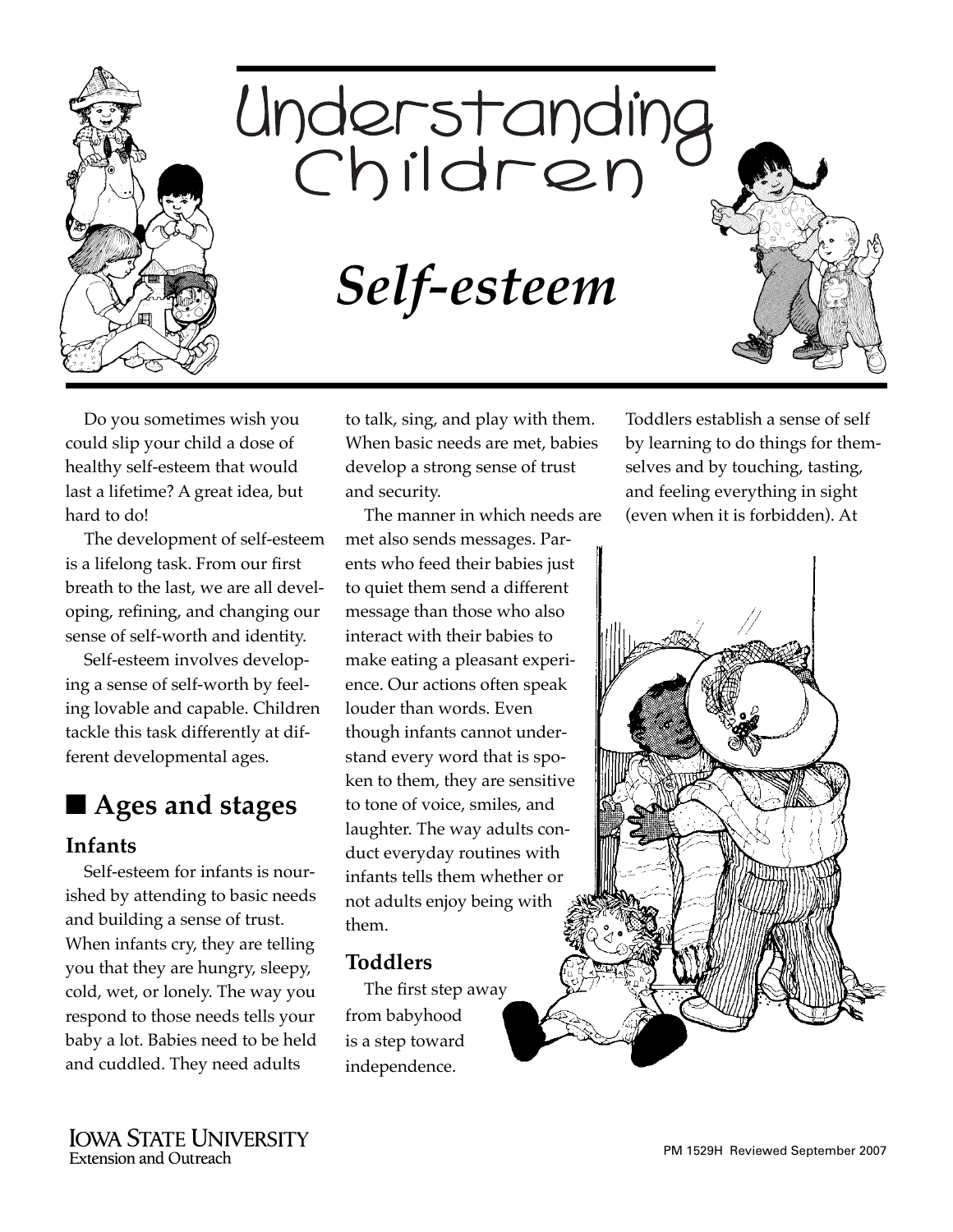# Understanding Children

## *Self-esteem*

Do you sometimes wish you could slip your child a dose of healthy self-esteem that would last a lifetime? A great idea, but hard to do!

The development of self-esteem is a lifelong task. From our first breath to the last, we are all developing, refining, and changing our sense of self-worth and identity.

Self-esteem involves developing a sense of self-worth by feeling lovable and capable. Children tackle this task differently at different developmental ages.

## ■ Ages and stages

### Infants

Self-esteem for infants is nourished by attending to basic needs and building a sense of trust. When infants cry, they are telling you that they are hungry, sleepy, cold, wet, or lonely. The way you respond to those needs tells your baby a lot. Babies need to be held and cuddled. They need adults to talk, sing, and play with them. When basic needs are met, babies develop a strong sense of trust and security.

The manner in which needs are met also sends messages. Parents who feed their babies just to quiet them send a different message than those who also interact with their babies to make eating a pleasant experience. Our actions often speak louder than words. Even though infants cannot understand every word that is spoken to them, they are sensitive to tone of voice, smiles, and laughter. The way adults conduct everyday routines with infants tells them whether or not adults enjoy being with them.

### Toddlers

The first step away from babyhood is a step toward independence. Toddlers establish a sense of self by learning to do things for themselves and by touching, tasting, and feeling everything in sight (even when it is forbidden). At

Iowa State University Extension and Outreach

PM 1529H Reviewed September 2007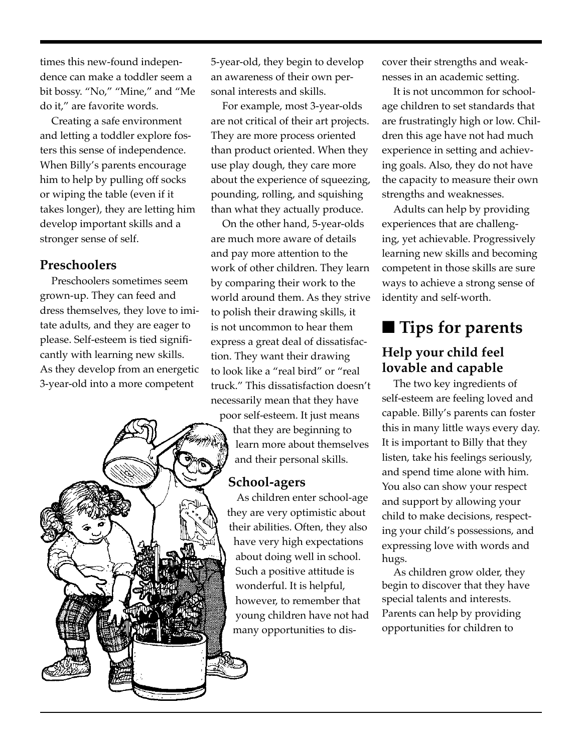times this new-found independence can make a toddler seem a bit bossy. "No," "Mine," and "Me do it," are favorite words.

Creating a safe environment and letting a toddler explore fosters this sense of independence. When Billy's parents encourage him to help by pulling off socks or wiping the table (even if it takes longer), they are letting him develop important skills and a stronger sense of self.

### Preschoolers

Preschoolers sometimes seem grown-up. They can feed and dress themselves, they love to imitate adults, and they are eager to please. Self-esteem is tied significantly with learning new skills. As they develop from an energetic 3-year-old into a more competent 5-year-old, they begin to develop an awareness of their own personal interests and skills.

For example, most 3-year-olds are not critical of their art projects. They are more process oriented than product oriented. When they use play dough, they care more about the experience of squeezing, pounding, rolling, and squishing than what they actually produce.

On the other hand, 5-year-olds are much more aware of details and pay more attention to the work of other children. They learn by comparing their work to the world around them. As they strive to polish their drawing skills, it is not uncommon to hear them express a great deal of dissatisfaction. They want their drawing to look like a "real bird" or "real truck." This dissatisfaction doesn't necessarily mean that they have poor self-esteem. It just means that they are beginning to learn more about themselves and their personal skills.

### School-agers

As children enter school-age they are very optimistic about their abilities. Often, they also have very high expectations about doing well in school. Such a positive attitude is wonderful. It is helpful, however, to remember that young children have not had many opportunities to discover their strengths and weaknesses in an academic setting.

It is not uncommon for school-age children to set standards that are frustratingly high or low. Children this age have not had much experience in setting and achieving goals. Also, they do not have the capacity to measure their own strengths and weaknesses.

Adults can help by providing experiences that are challenging, yet achievable. Progressively learning new skills and becoming competent in those skills are sure ways to achieve a strong sense of identity and self-worth.

## ■ Tips for parents

### Help your child feel lovable and capable

The two key ingredients of self-esteem are feeling loved and capable. Billy's parents can foster this in many little ways every day. It is important to Billy that they listen, take his feelings seriously, and spend time alone with him. You also can show your respect and support by allowing your child to make decisions, respecting your child's possessions, and expressing love with words and hugs.

As children grow older, they begin to discover that they have special talents and interests. Parents can help by providing opportunities for children to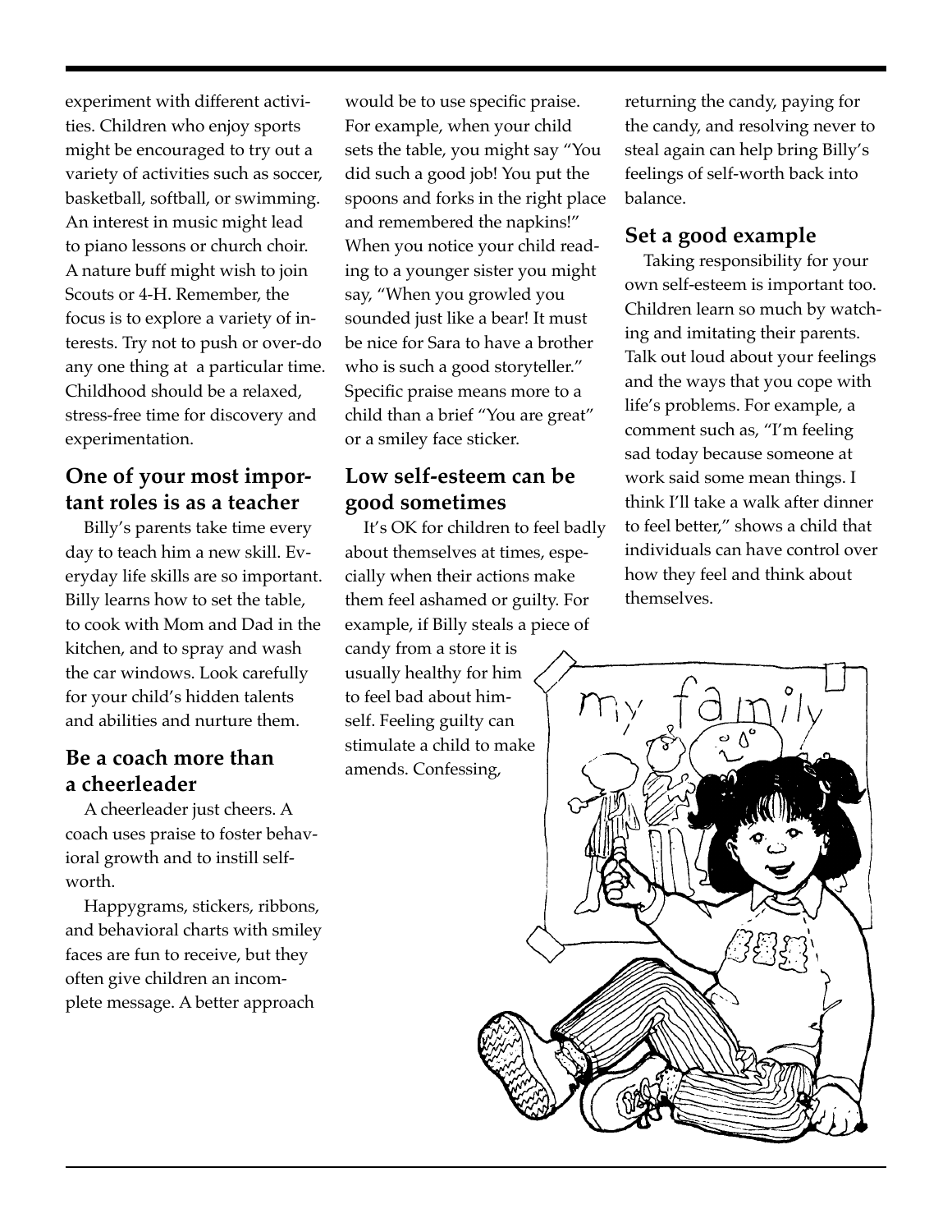experiment with different activities. Children who enjoy sports might be encouraged to try out a variety of activities such as soccer, basketball, softball, or swimming. An interest in music might lead to piano lessons or church choir. A nature buff might wish to join Scouts or 4-H. Remember, the focus is to explore a variety of interests. Try not to push or over-do any one thing at a particular time. Childhood should be a relaxed, stress-free time for discovery and experimentation.

## One of your most important roles is as a teacher

Billy's parents take time every day to teach him a new skill. Everyday life skills are so important. Billy learns how to set the table, to cook with Mom and Dad in the kitchen, and to spray and wash the car windows. Look carefully for your child's hidden talents and abilities and nurture them.

## Be a coach more than a cheerleader

A cheerleader just cheers. A coach uses praise to foster behavioral growth and to instill self-worth.

Happygrams, stickers, ribbons, and behavioral charts with smiley faces are fun to receive, but they often give children an incomplete message. A better approach would be to use specific praise. For example, when your child sets the table, you might say "You did such a good job! You put the spoons and forks in the right place and remembered the napkins!" When you notice your child reading to a younger sister you might say, "When you growled you sounded just like a bear! It must be nice for Sara to have a brother who is such a good storyteller." Specific praise means more to a child than a brief "You are great" or a smiley face sticker.

## Low self-esteem can be good sometimes

It's OK for children to feel badly about themselves at times, especially when their actions make them feel ashamed or guilty. For example, if Billy steals a piece of candy from a store it is usually healthy for him to feel bad about himself. Feeling guilty can stimulate a child to make amends. Confessing, returning the candy, paying for the candy, and resolving never to steal again can help bring Billy's feelings of self-worth back into balance.

## Set a good example

Taking responsibility for your own self-esteem is important too. Children learn so much by watching and imitating their parents. Talk out loud about your feelings and the ways that you cope with life's problems. For example, a comment such as, "I'm feeling sad today because someone at work said some mean things. I think I'll take a walk after dinner to feel better," shows a child that individuals can have control over how they feel and think about themselves.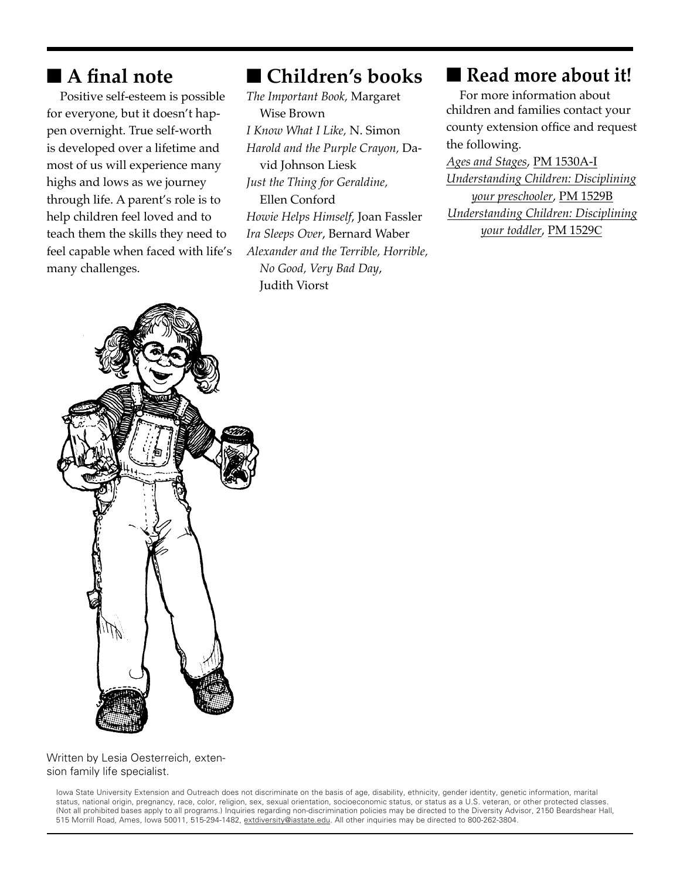## ■ A final note

Positive self-esteem is possible for everyone, but it doesn't happen overnight. True self-worth is developed over a lifetime and most of us will experience many highs and lows as we journey through life. A parent's role is to help children feel loved and to teach them the skills they need to feel capable when faced with life's many challenges.

## ■ Children's books

*The Important Book,* Margaret Wise Brown

*I Know What I Like,* N. Simon

*Harold and the Purple Crayon,* David Johnson Liesk

*Just the Thing for Geraldine,* Ellen Conford

*Howie Helps Himself*, Joan Fassler

*Ira Sleeps Over*, Bernard Waber

*Alexander and the Terrible, Horrible, No Good, Very Bad Day*, Judith Viorst

## ■ Read more about it!

For more information about children and families contact your county extension office and request the following.

*Ages and Stages*, PM 1530A-I

*Understanding Children: Disciplining your preschooler*, PM 1529B

*Understanding Children: Disciplining your toddler*, PM 1529C

Written by Lesia Oesterreich, extension family life specialist.

Iowa State University Extension and Outreach does not discriminate on the basis of age, disability, ethnicity, gender identity, genetic information, marital status, national origin, pregnancy, race, color, religion, sex, sexual orientation, socioeconomic status, or status as a U.S. veteran, or other protected classes. (Not all prohibited bases apply to all programs.) Inquiries regarding non-discrimination policies may be directed to the Diversity Advisor, 2150 Beardshear Hall, 515 Morrill Road, Ames, Iowa 50011, 515-294-1482, extdiversity@iastate.edu. All other inquiries may be directed to 800-262-3804.